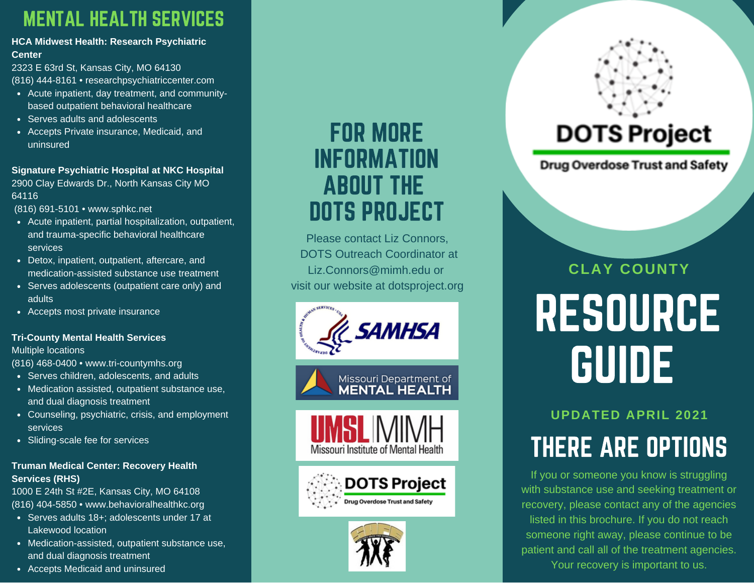# MENTAL HEALTH SERVICES

**HCA Midwest Health: Research Psychiatric Center**
2323 E 63rd St, Kansas City, MO 64130
(816) 444-8161 • researchpsychiatriccenter.com

- Acute inpatient, day treatment, and community-based outpatient behavioral healthcare
- Serves adults and adolescents
- Accepts Private insurance, Medicaid, and uninsured

**Signature Psychiatric Hospital at NKC Hospital**
2900 Clay Edwards Dr., North Kansas City MO 64116
(816) 691-5101 • www.sphkc.net

- Acute inpatient, partial hospitalization, outpatient, and trauma-specific behavioral healthcare services
- Detox, inpatient, outpatient, aftercare, and medication-assisted substance use treatment
- Serves adolescents (outpatient care only) and adults
- Accepts most private insurance

**Tri-County Mental Health Services**
Multiple locations
(816) 468-0400 • www.tri-countymhs.org

- Serves children, adolescents, and adults
- Medication assisted, outpatient substance use, and dual diagnosis treatment
- Counseling, psychiatric, crisis, and employment services
- Sliding-scale fee for services

**Truman Medical Center: Recovery Health Services (RHS)**
1000 E 24th St #2E, Kansas City, MO 64108
(816) 404-5850 • www.behavioralhealthkc.org

- Serves adults 18+; adolescents under 17 at Lakewood location
- Medication-assisted, outpatient substance use, and dual diagnosis treatment
- Accepts Medicaid and uninsured

# FOR MORE INFORMATION ABOUT THE DOTS PROJECT

Please contact Liz Connors, DOTS Outreach Coordinator at Liz.Connors@mimh.edu or visit our website at dotsproject.org

SAMHSA

Missouri Department of MENTAL HEALTH

UMSL | MIMH Missouri Institute of Mental Health

DOTS Project Drug Overdose Trust and Safety

DOTS Project

Drug Overdose Trust and Safety

## CLAY COUNTY

# RESOURCE GUIDE

## UPDATED APRIL 2021

# THERE ARE OPTIONS

If you or someone you know is struggling with substance use and seeking treatment or recovery, please contact any of the agencies listed in this brochure. If you do not reach someone right away, please continue to be patient and call all of the treatment agencies. Your recovery is important to us.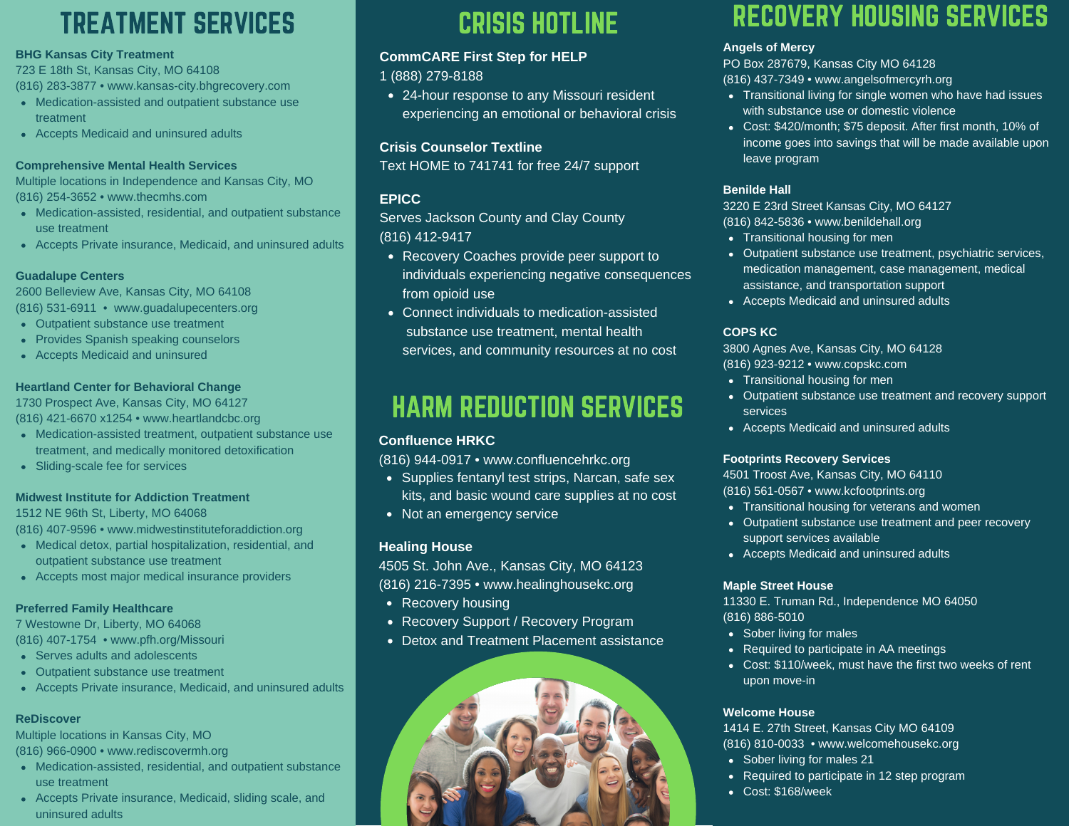# TREATMENT SERVICES

**BHG Kansas City Treatment**
723 E 18th St, Kansas City, MO 64108
(816) 283-3877 • www.kansas-city.bhgrecovery.com

- Medication-assisted and outpatient substance use treatment
- Accepts Medicaid and uninsured adults

**Comprehensive Mental Health Services**
Multiple locations in Independence and Kansas City, MO
(816) 254-3652 • www.thecmhs.com

- Medication-assisted, residential, and outpatient substance use treatment
- Accepts Private insurance, Medicaid, and uninsured adults

**Guadalupe Centers**
2600 Belleview Ave, Kansas City, MO 64108
(816) 531-6911 • www.guadalupecenters.org

- Outpatient substance use treatment
- Provides Spanish speaking counselors
- Accepts Medicaid and uninsured

**Heartland Center for Behavioral Change**
1730 Prospect Ave, Kansas City, MO 64127
(816) 421-6670 x1254 • www.heartlandcbc.org

- Medication-assisted treatment, outpatient substance use treatment, and medically monitored detoxification
- Sliding-scale fee for services

**Midwest Institute for Addiction Treatment**
1512 NE 96th St, Liberty, MO 64068
(816) 407-9596 • www.midwestinstituteforaddiction.org

- Medical detox, partial hospitalization, residential, and outpatient substance use treatment
- Accepts most major medical insurance providers

**Preferred Family Healthcare**
7 Westowne Dr, Liberty, MO 64068
(816) 407-1754 • www.pfh.org/Missouri

- Serves adults and adolescents
- Outpatient substance use treatment
- Accepts Private insurance, Medicaid, and uninsured adults

**ReDiscover**
Multiple locations in Kansas City, MO
(816) 966-0900 • www.rediscovermh.org

- Medication-assisted, residential, and outpatient substance use treatment
- Accepts Private insurance, Medicaid, sliding scale, and uninsured adults

# CRISIS HOTLINE

**CommCARE First Step for HELP**
1 (888) 279-8188

- 24-hour response to any Missouri resident experiencing an emotional or behavioral crisis

**Crisis Counselor Textline**
Text HOME to 741741 for free 24/7 support

**EPICC**
Serves Jackson County and Clay County
(816) 412-9417

- Recovery Coaches provide peer support to individuals experiencing negative consequences from opioid use
- Connect individuals to medication-assisted substance use treatment, mental health services, and community resources at no cost

# HARM REDUCTION SERVICES

**Confluence HRKC**
(816) 944-0917 • www.confluencehrkc.org

- Supplies fentanyl test strips, Narcan, safe sex kits, and basic wound care supplies at no cost
- Not an emergency service

**Healing House**
4505 St. John Ave., Kansas City, MO 64123
(816) 216-7395 • www.healinghousekc.org

- Recovery housing
- Recovery Support / Recovery Program
- Detox and Treatment Placement assistance

# RECOVERY HOUSING SERVICES

**Angels of Mercy**
PO Box 287679, Kansas City MO 64128
(816) 437-7349 • www.angelsofmercyrh.org

- Transitional living for single women who have had issues with substance use or domestic violence
- Cost: $420/month; $75 deposit. After first month, 10% of income goes into savings that will be made available upon leave program

**Benilde Hall**
3220 E 23rd Street Kansas City, MO 64127
(816) 842-5836 • www.benildehall.org

- Transitional housing for men
- Outpatient substance use treatment, psychiatric services, medication management, case management, medical assistance, and transportation support
- Accepts Medicaid and uninsured adults

**COPS KC**
3800 Agnes Ave, Kansas City, MO 64128
(816) 923-9212 • www.copskc.com

- Transitional housing for men
- Outpatient substance use treatment and recovery support services
- Accepts Medicaid and uninsured adults

**Footprints Recovery Services**
4501 Troost Ave, Kansas City, MO 64110
(816) 561-0567 • www.kcfootprints.org

- Transitional housing for veterans and women
- Outpatient substance use treatment and peer recovery support services available
- Accepts Medicaid and uninsured adults

**Maple Street House**
11330 E. Truman Rd., Independence MO 64050
(816) 886-5010

- Sober living for males
- Required to participate in AA meetings
- Cost: $110/week, must have the first two weeks of rent upon move-in

**Welcome House**
1414 E. 27th Street, Kansas City MO 64109
(816) 810-0033 • www.welcomehousekc.org

- Sober living for males 21
- Required to participate in 12 step program
- Cost: $168/week